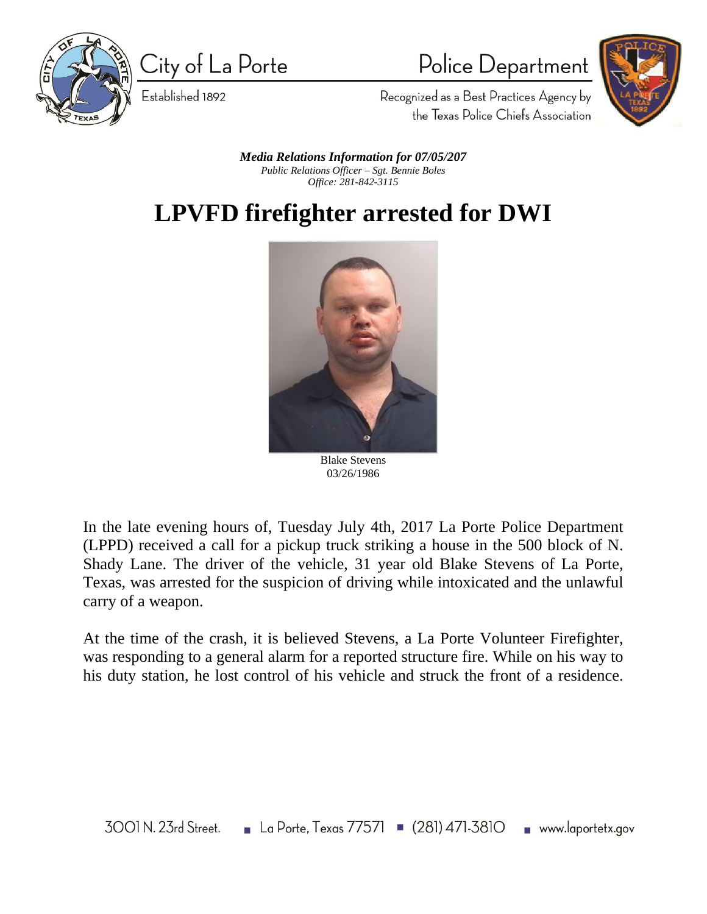City of La Porte

Established 1892

Police Department

Recognized as a Best Practices Agency by the Texas Police Chiefs Association

***Media Relations Information for 07/05/207***
*Public Relations Officer – Sgt. Bennie Boles*
*Office: 281-842-3115*

# LPVFD firefighter arrested for DWI

Blake Stevens
03/26/1986

In the late evening hours of, Tuesday July 4th, 2017 La Porte Police Department (LPPD) received a call for a pickup truck striking a house in the 500 block of N. Shady Lane. The driver of the vehicle, 31 year old Blake Stevens of La Porte, Texas, was arrested for the suspicion of driving while intoxicated and the unlawful carry of a weapon.

At the time of the crash, it is believed Stevens, a La Porte Volunteer Firefighter, was responding to a general alarm for a reported structure fire. While on his way to his duty station, he lost control of his vehicle and struck the front of a residence.

3001 N. 23rd Street. ▪ La Porte, Texas 77571 ▪ (281) 471-3810 ▪ www.laportetx.gov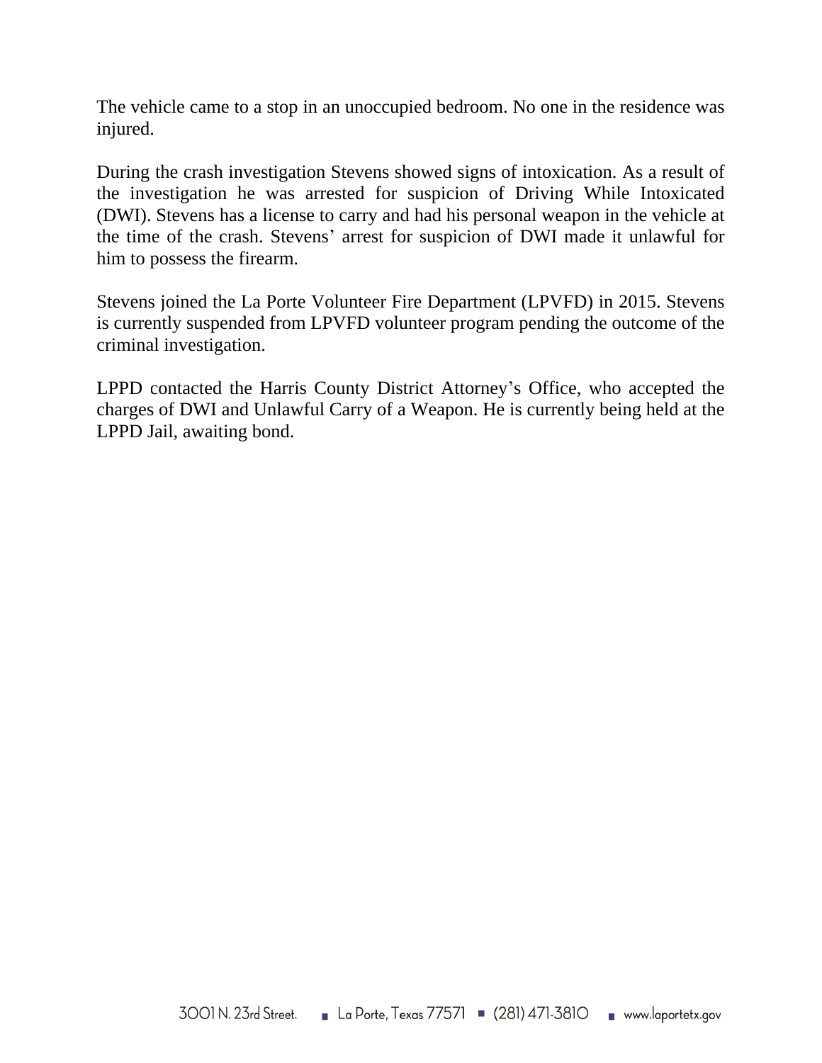The vehicle came to a stop in an unoccupied bedroom. No one in the residence was injured.

During the crash investigation Stevens showed signs of intoxication. As a result of the investigation he was arrested for suspicion of Driving While Intoxicated (DWI). Stevens has a license to carry and had his personal weapon in the vehicle at the time of the crash. Stevens' arrest for suspicion of DWI made it unlawful for him to possess the firearm.

Stevens joined the La Porte Volunteer Fire Department (LPVFD) in 2015. Stevens is currently suspended from LPVFD volunteer program pending the outcome of the criminal investigation.

LPPD contacted the Harris County District Attorney's Office, who accepted the charges of DWI and Unlawful Carry of a Weapon. He is currently being held at the LPPD Jail, awaiting bond.